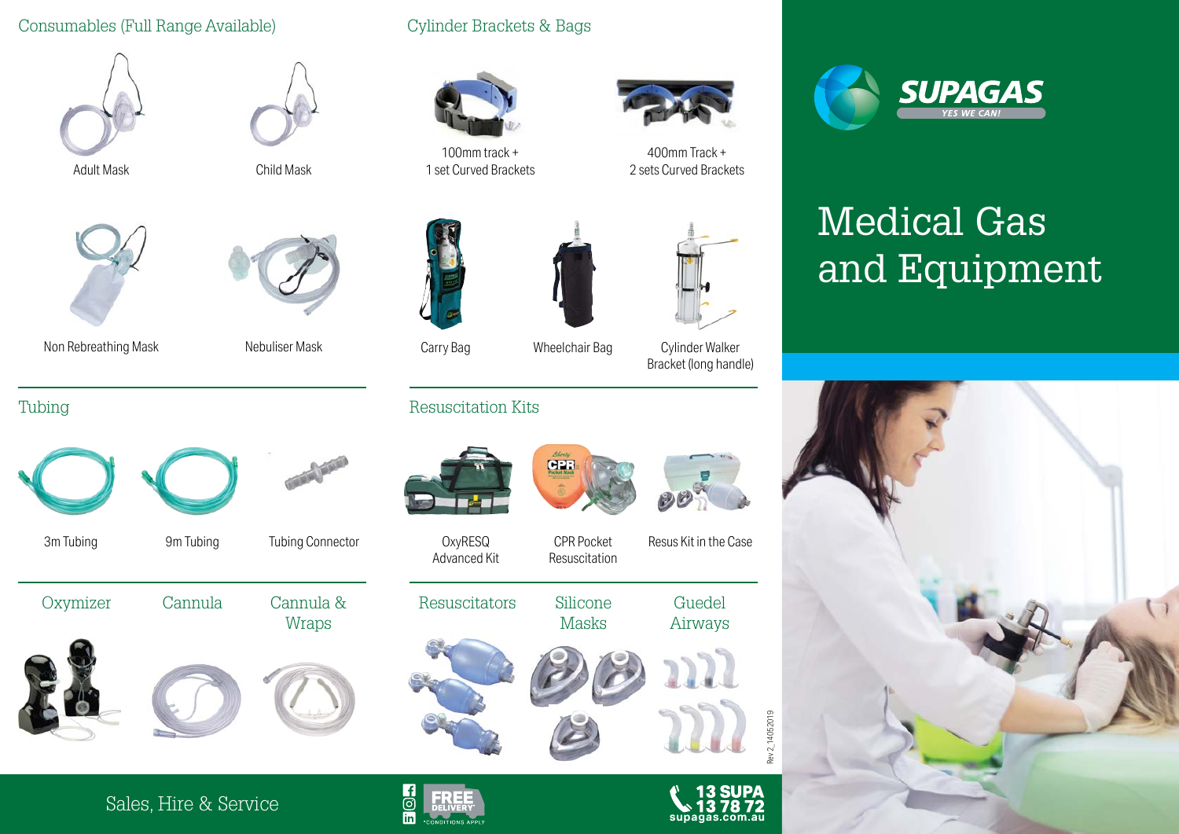## Consumables (Full Range Available)

- Adult Mask
- Child Mask
- Non Rebreathing Mask
- Nebuliser Mask

## Cylinder Brackets & Bags

- 100mm track + 1 set Curved Brackets
- 400mm Track + 2 sets Curved Brackets
- Carry Bag
- Wheelchair Bag
- Cylinder Walker Bracket (long handle)

## Tubing

- 3m Tubing
- 9m Tubing
- Tubing Connector

## Resuscitation Kits

- OxyRESQ Advanced Kit
- CPR Pocket Resuscitation
- Resus Kit in the Case

## Oxymizer

## Cannula

## Cannula & Wraps

## Resuscitators

## Silicone Masks

## Guedel Airways

Rev 2_14052019

Sales, Hire & Service

FREE DELIVERY* *CONDITIONS APPLY

13 SUPA
13 78 72
supagas.com.au

SUPAGAS
YES WE CAN!

# Medical Gas and Equipment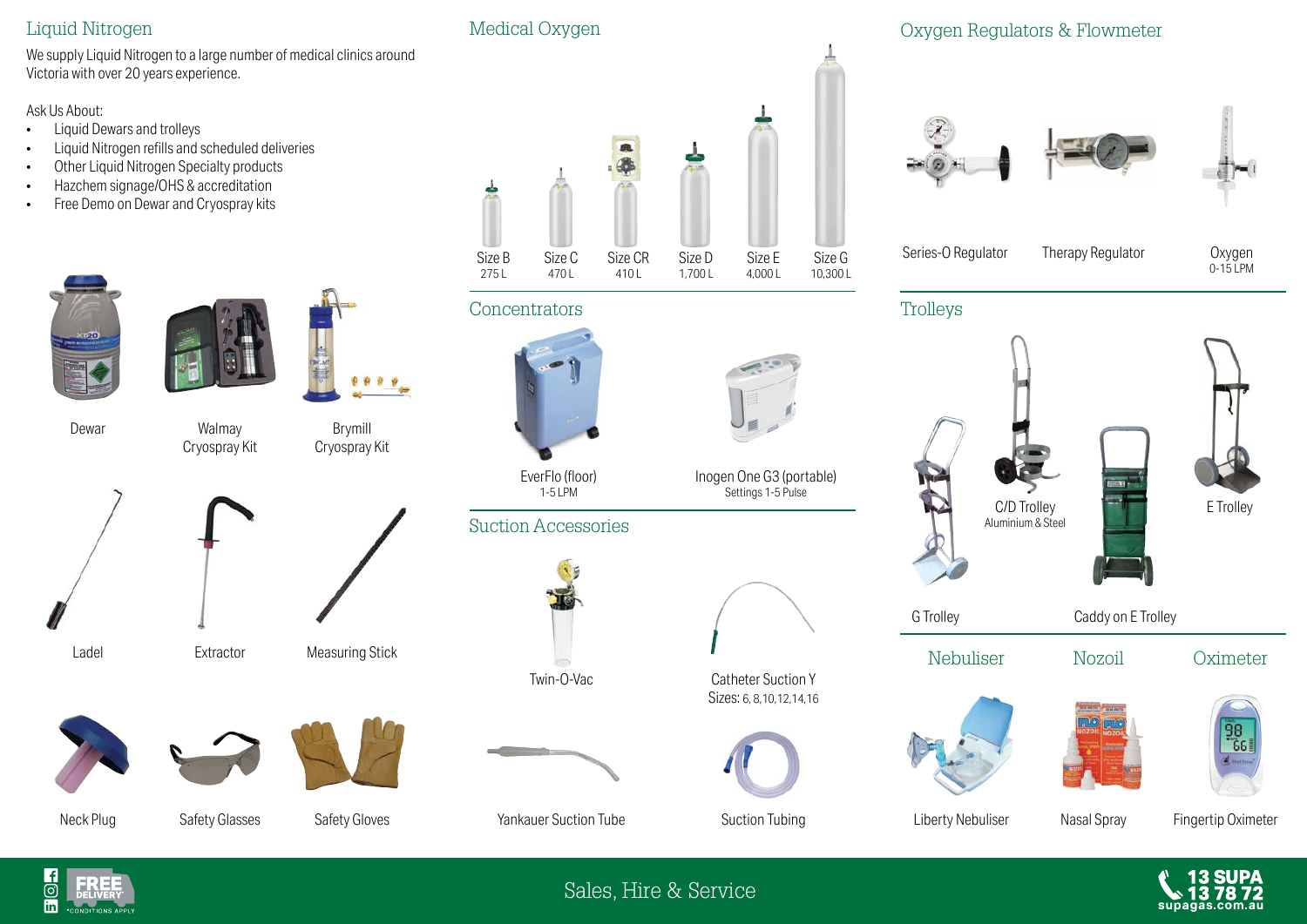## Liquid Nitrogen

We supply Liquid Nitrogen to a large number of medical clinics around Victoria with over 20 years experience.

Ask Us About:

- Liquid Dewars and trolleys
- Liquid Nitrogen refills and scheduled deliveries
- Other Liquid Nitrogen Specialty products
- Hazchem signage/OHS & accreditation
- Free Demo on Dewar and Cryospray kits

Dewar

Walmay Cryospray Kit

Brymill Cryospray Kit

Ladel

Extractor

Measuring Stick

Neck Plug

Safety Glasses

Safety Gloves

## Medical Oxygen

Size B 275 L

Size C 470 L

Size CR 410 L

Size D 1,700 L

Size E 4,000 L

Size G 10,300 L

## Concentrators

EverFlo (floor) 1-5 LPM

Inogen One G3 (portable) Settings 1-5 Pulse

## Suction Accessories

Twin-O-Vac

Catheter Suction Y Sizes: 6, 8, 10, 12, 14, 16

Yankauer Suction Tube

Suction Tubing

## Oxygen Regulators & Flowmeter

Series-O Regulator

Therapy Regulator

Oxygen 0-15 LPM

## Trolleys

G Trolley

C/D Trolley Aluminium & Steel

Caddy on E Trolley

E Trolley

## Nebuliser

Liberty Nebuliser

## Nozoil

Nasal Spray

## Oximeter

Fingertip Oximeter

FREE DELIVERY *CONDITIONS APPLY

Sales, Hire & Service

13 SUPA 13 78 72 supagas.com.au